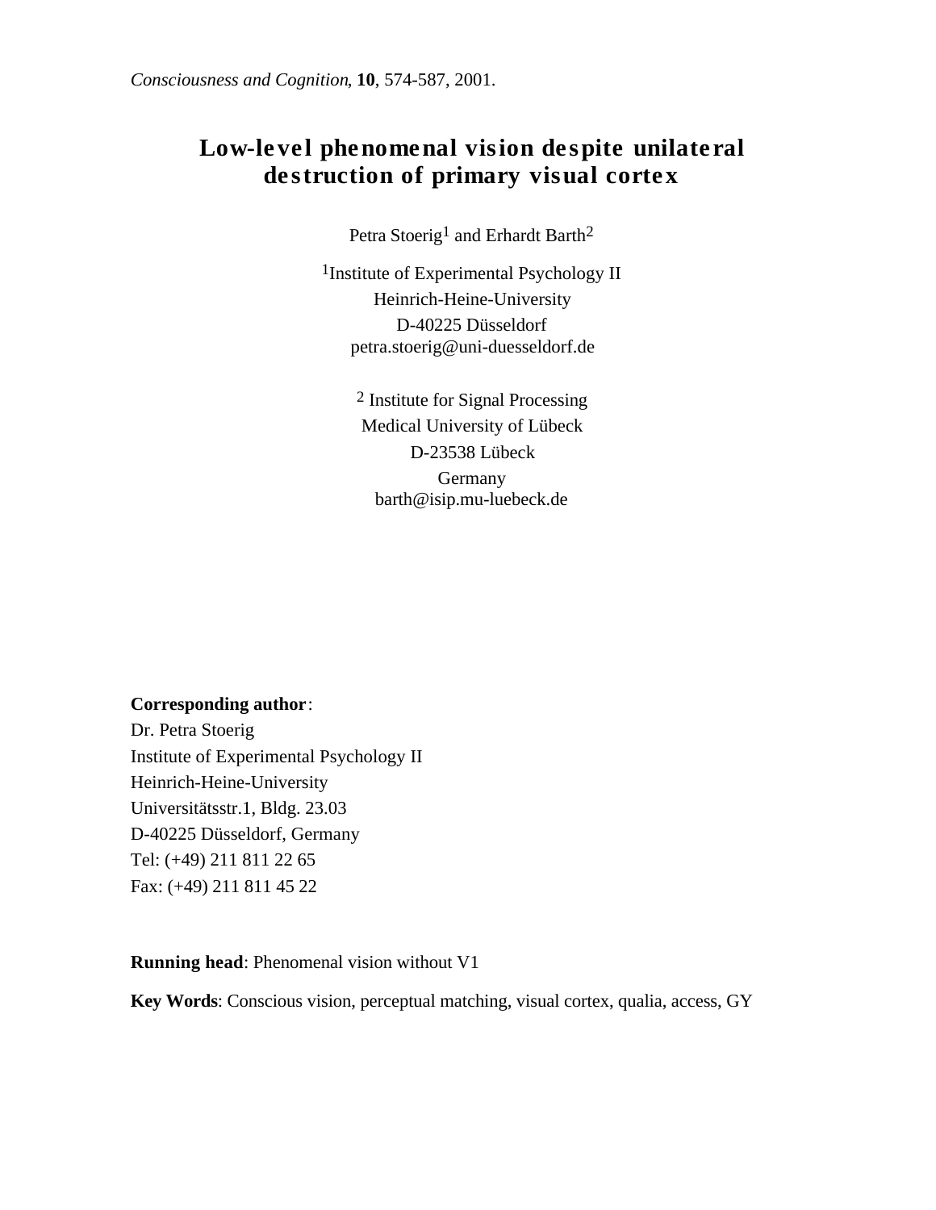*Consciousness and Cognition*, **10**, 574-587, 2001.

# Low-level phenomenal vision despite unilateral destruction of primary visual cortex

Petra Stoerig[1] and Erhardt Barth[2]

[1]Institute of Experimental Psychology II
Heinrich-Heine-University
D-40225 Düsseldorf
petra.stoerig@uni-duesseldorf.de

[2] Institute for Signal Processing
Medical University of Lübeck
D-23538 Lübeck
Germany
barth@isip.mu-luebeck.de

**Corresponding author**:
Dr. Petra Stoerig
Institute of Experimental Psychology II
Heinrich-Heine-University
Universitätsstr.1, Bldg. 23.03
D-40225 Düsseldorf, Germany
Tel: (+49) 211 811 22 65
Fax: (+49) 211 811 45 22

**Running head**: Phenomenal vision without V1

**Key Words**: Conscious vision, perceptual matching, visual cortex, qualia, access, GY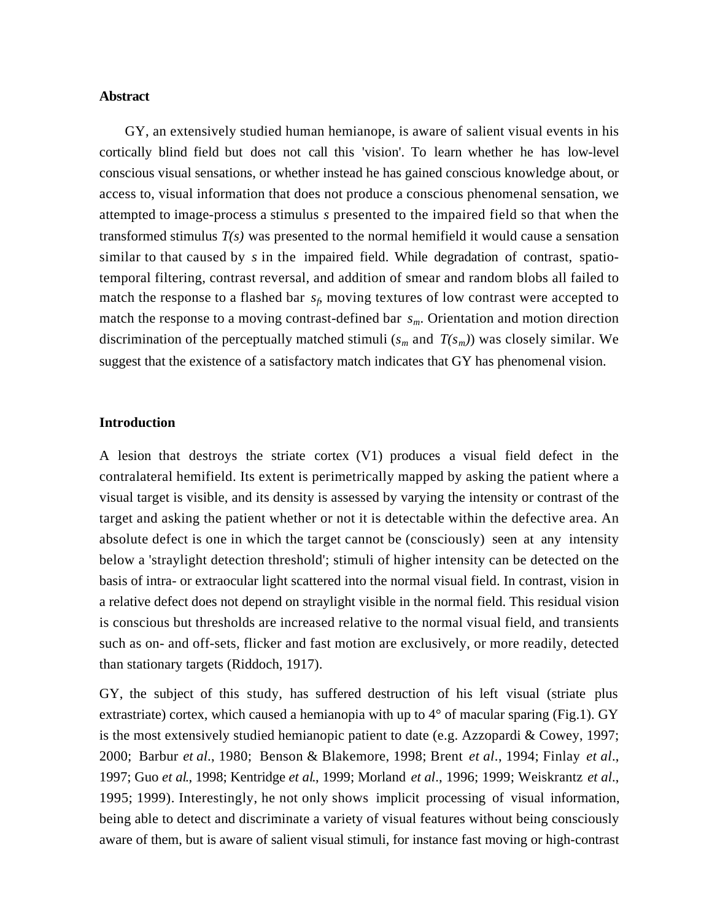## Abstract

GY, an extensively studied human hemianope, is aware of salient visual events in his cortically blind field but does not call this 'vision'. To learn whether he has low-level conscious visual sensations, or whether instead he has gained conscious knowledge about, or access to, visual information that does not produce a conscious phenomenal sensation, we attempted to image-process a stimulus *s* presented to the impaired field so that when the transformed stimulus *T(s)* was presented to the normal hemifield it would cause a sensation similar to that caused by *s* in the impaired field. While degradation of contrast, spatio-temporal filtering, contrast reversal, and addition of smear and random blobs all failed to match the response to a flashed bar $s_f$, moving textures of low contrast were accepted to match the response to a moving contrast-defined bar $s_m$. Orientation and motion direction discrimination of the perceptually matched stimuli ($s_m$ and $T(s_m)$) was closely similar. We suggest that the existence of a satisfactory match indicates that GY has phenomenal vision.

## Introduction

A lesion that destroys the striate cortex (V1) produces a visual field defect in the contralateral hemifield. Its extent is perimetrically mapped by asking the patient where a visual target is visible, and its density is assessed by varying the intensity or contrast of the target and asking the patient whether or not it is detectable within the defective area. An absolute defect is one in which the target cannot be (consciously) seen at any intensity below a 'straylight detection threshold'; stimuli of higher intensity can be detected on the basis of intra- or extraocular light scattered into the normal visual field. In contrast, vision in a relative defect does not depend on straylight visible in the normal field. This residual vision is conscious but thresholds are increased relative to the normal visual field, and transients such as on- and off-sets, flicker and fast motion are exclusively, or more readily, detected than stationary targets (Riddoch, 1917).

GY, the subject of this study, has suffered destruction of his left visual (striate plus extrastriate) cortex, which caused a hemianopia with up to 4° of macular sparing (Fig.1). GY is the most extensively studied hemianopic patient to date (e.g. Azzopardi & Cowey, 1997; 2000; Barbur *et al*., 1980; Benson & Blakemore, 1998; Brent *et al*., 1994; Finlay *et al*., 1997; Guo *et al*., 1998; Kentridge *et al*., 1999; Morland *et al*., 1996; 1999; Weiskrantz *et al*., 1995; 1999). Interestingly, he not only shows implicit processing of visual information, being able to detect and discriminate a variety of visual features without being consciously aware of them, but is aware of salient visual stimuli, for instance fast moving or high-contrast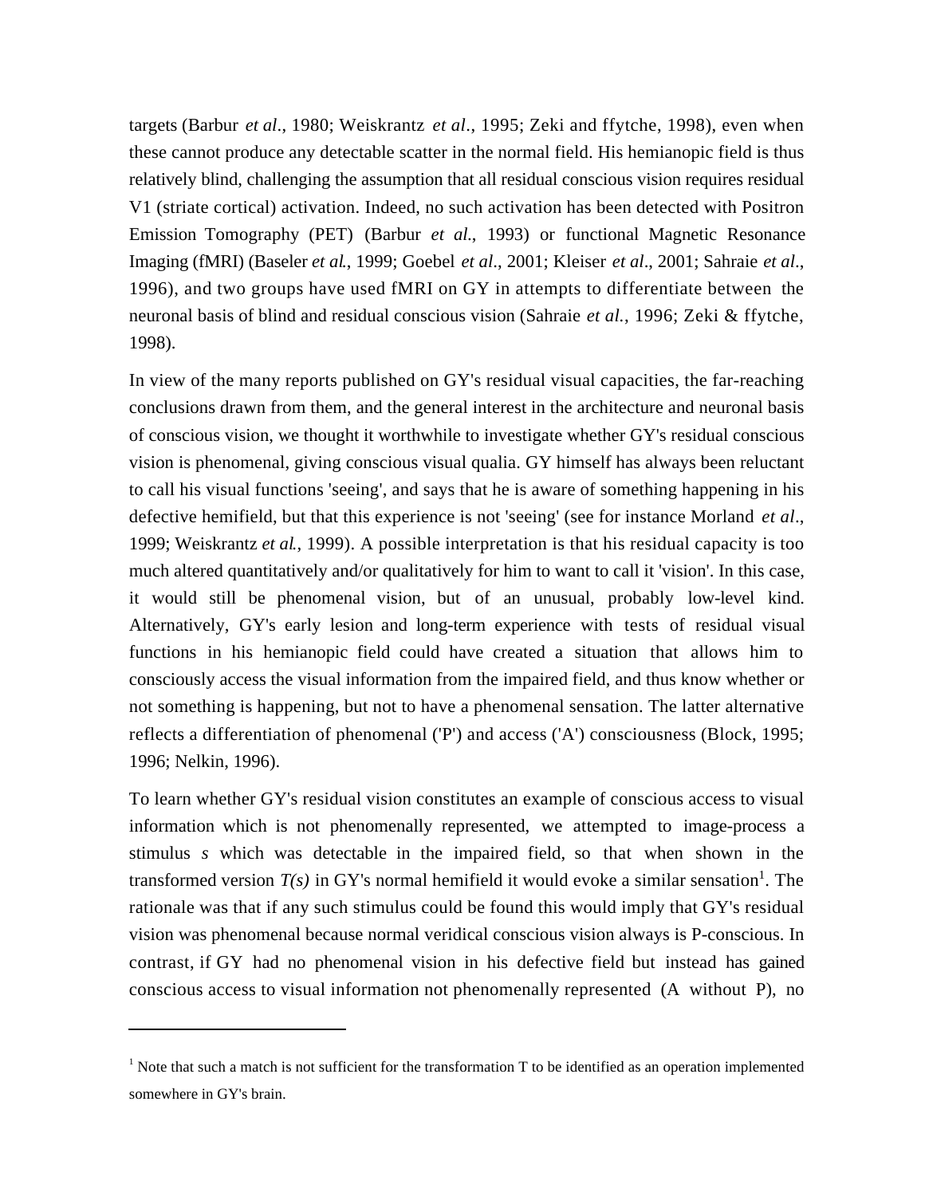targets (Barbur *et al*., 1980; Weiskrantz *et al*., 1995; Zeki and ffytche, 1998), even when these cannot produce any detectable scatter in the normal field. His hemianopic field is thus relatively blind, challenging the assumption that all residual conscious vision requires residual V1 (striate cortical) activation. Indeed, no such activation has been detected with Positron Emission Tomography (PET) (Barbur *et al.*, 1993) or functional Magnetic Resonance Imaging (fMRI) (Baseler *et al.*, 1999; Goebel *et al*., 2001; Kleiser *et al*., 2001; Sahraie *et al*., 1996), and two groups have used fMRI on GY in attempts to differentiate between the neuronal basis of blind and residual conscious vision (Sahraie *et al.*, 1996; Zeki & ffytche, 1998).

In view of the many reports published on GY's residual visual capacities, the far-reaching conclusions drawn from them, and the general interest in the architecture and neuronal basis of conscious vision, we thought it worthwhile to investigate whether GY's residual conscious vision is phenomenal, giving conscious visual qualia. GY himself has always been reluctant to call his visual functions 'seeing', and says that he is aware of something happening in his defective hemifield, but that this experience is not 'seeing' (see for instance Morland *et al*., 1999; Weiskrantz *et al.*, 1999). A possible interpretation is that his residual capacity is too much altered quantitatively and/or qualitatively for him to want to call it 'vision'. In this case, it would still be phenomenal vision, but of an unusual, probably low-level kind. Alternatively, GY's early lesion and long-term experience with tests of residual visual functions in his hemianopic field could have created a situation that allows him to consciously access the visual information from the impaired field, and thus know whether or not something is happening, but not to have a phenomenal sensation. The latter alternative reflects a differentiation of phenomenal ('P') and access ('A') consciousness (Block, 1995; 1996; Nelkin, 1996).

To learn whether GY's residual vision constitutes an example of conscious access to visual information which is not phenomenally represented, we attempted to image-process a stimulus *s* which was detectable in the impaired field, so that when shown in the transformed version *T(s)* in GY's normal hemifield it would evoke a similar sensation[1]. The rationale was that if any such stimulus could be found this would imply that GY's residual vision was phenomenal because normal veridical conscious vision always is P-conscious. In contrast, if GY had no phenomenal vision in his defective field but instead has gained conscious access to visual information not phenomenally represented (A without P), no

---

[1] Note that such a match is not sufficient for the transformation T to be identified as an operation implemented somewhere in GY's brain.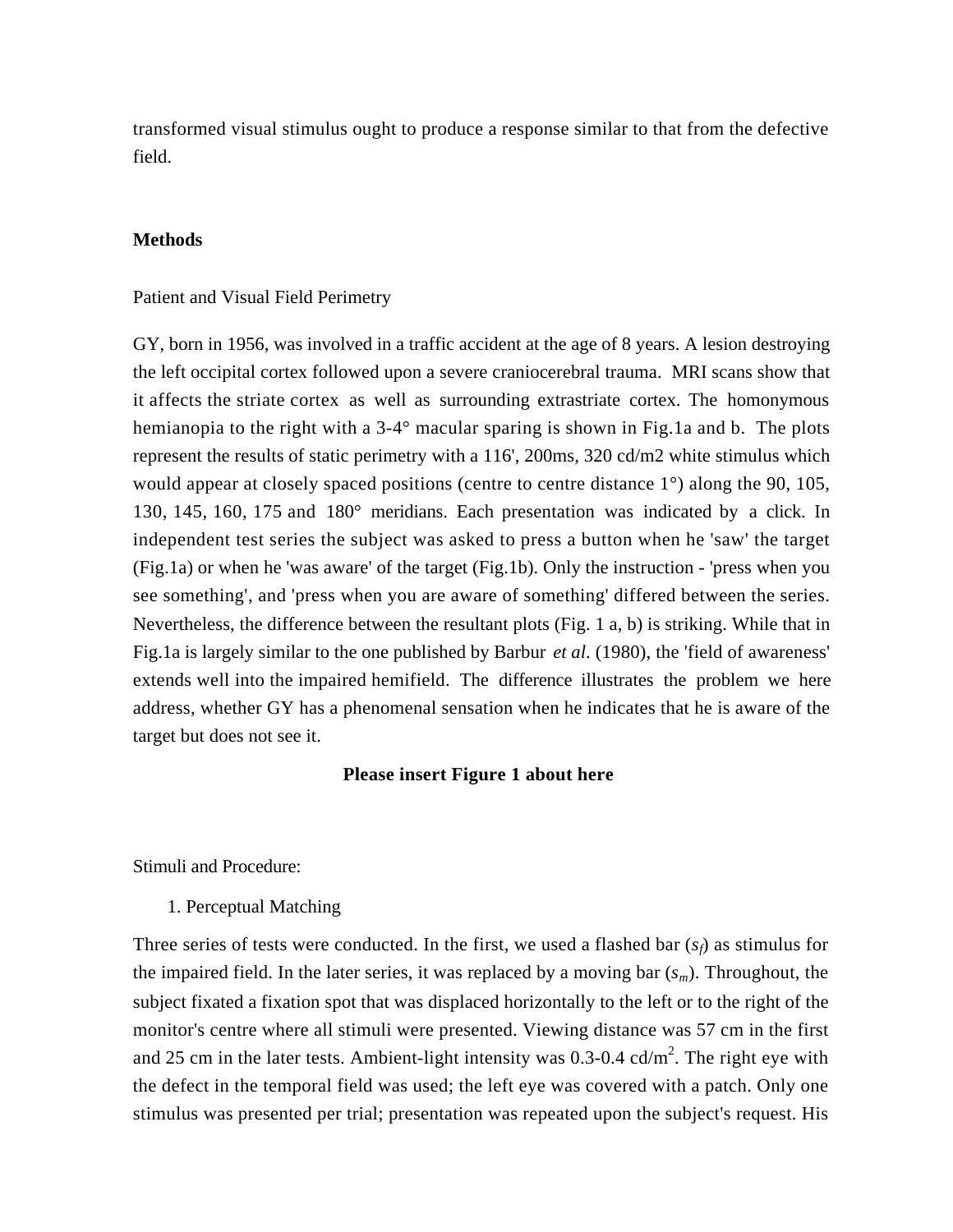transformed visual stimulus ought to produce a response similar to that from the defective field.

## Methods

Patient and Visual Field Perimetry

GY, born in 1956, was involved in a traffic accident at the age of 8 years. A lesion destroying the left occipital cortex followed upon a severe craniocerebral trauma. MRI scans show that it affects the striate cortex as well as surrounding extrastriate cortex. The homonymous hemianopia to the right with a 3-4° macular sparing is shown in Fig.1a and b. The plots represent the results of static perimetry with a 116', 200ms, 320 cd/m2 white stimulus which would appear at closely spaced positions (centre to centre distance 1°) along the 90, 105, 130, 145, 160, 175 and 180° meridians. Each presentation was indicated by a click. In independent test series the subject was asked to press a button when he 'saw' the target (Fig.1a) or when he 'was aware' of the target (Fig.1b). Only the instruction - 'press when you see something', and 'press when you are aware of something' differed between the series. Nevertheless, the difference between the resultant plots (Fig. 1 a, b) is striking. While that in Fig.1a is largely similar to the one published by Barbur *et al.* (1980), the 'field of awareness' extends well into the impaired hemifield. The difference illustrates the problem we here address, whether GY has a phenomenal sensation when he indicates that he is aware of the target but does not see it.

**Please insert Figure 1 about here**

Stimuli and Procedure:

1. Perceptual Matching

Three series of tests were conducted. In the first, we used a flashed bar ($s_f$) as stimulus for the impaired field. In the later series, it was replaced by a moving bar ($s_m$). Throughout, the subject fixated a fixation spot that was displaced horizontally to the left or to the right of the monitor's centre where all stimuli were presented. Viewing distance was 57 cm in the first and 25 cm in the later tests. Ambient-light intensity was 0.3-0.4 cd/m$^2$. The right eye with the defect in the temporal field was used; the left eye was covered with a patch. Only one stimulus was presented per trial; presentation was repeated upon the subject's request. His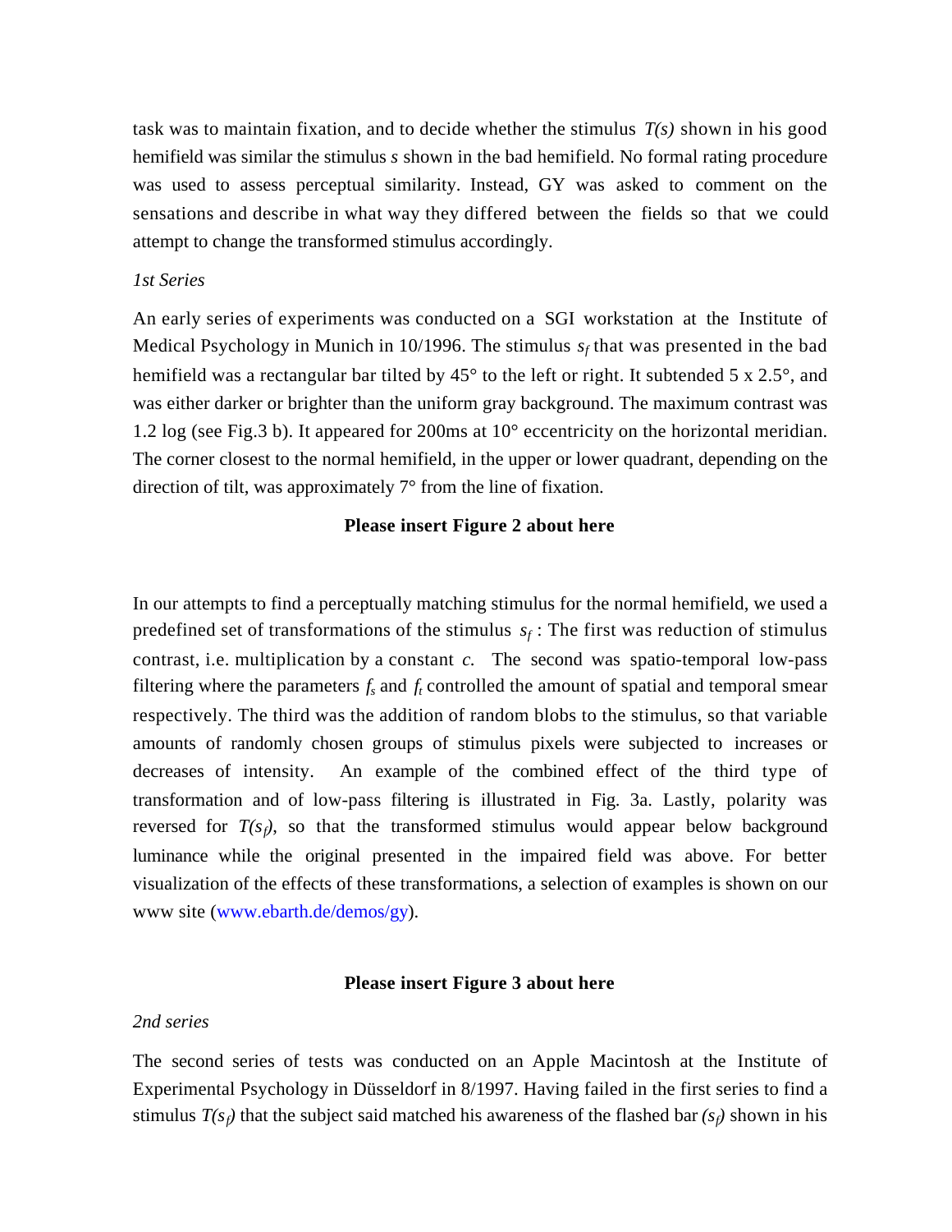task was to maintain fixation, and to decide whether the stimulus *T(s)* shown in his good hemifield was similar the stimulus *s* shown in the bad hemifield. No formal rating procedure was used to assess perceptual similarity. Instead, GY was asked to comment on the sensations and describe in what way they differed between the fields so that we could attempt to change the transformed stimulus accordingly.

*1st Series*

An early series of experiments was conducted on a SGI workstation at the Institute of Medical Psychology in Munich in 10/1996. The stimulus $s_f$ that was presented in the bad hemifield was a rectangular bar tilted by 45° to the left or right. It subtended 5 x 2.5°, and was either darker or brighter than the uniform gray background. The maximum contrast was 1.2 log (see Fig.3 b). It appeared for 200ms at 10° eccentricity on the horizontal meridian. The corner closest to the normal hemifield, in the upper or lower quadrant, depending on the direction of tilt, was approximately 7° from the line of fixation.

**Please insert Figure 2 about here**

In our attempts to find a perceptually matching stimulus for the normal hemifield, we used a predefined set of transformations of the stimulus $s_f$ : The first was reduction of stimulus contrast, i.e. multiplication by a constant *c*. The second was spatio-temporal low-pass filtering where the parameters $f_s$ and $f_t$ controlled the amount of spatial and temporal smear respectively. The third was the addition of random blobs to the stimulus, so that variable amounts of randomly chosen groups of stimulus pixels were subjected to increases or decreases of intensity. An example of the combined effect of the third type of transformation and of low-pass filtering is illustrated in Fig. 3a. Lastly, polarity was reversed for $T(s_f)$, so that the transformed stimulus would appear below background luminance while the original presented in the impaired field was above. For better visualization of the effects of these transformations, a selection of examples is shown on our www site (www.ebarth.de/demos/gy).

**Please insert Figure 3 about here**

*2nd series*

The second series of tests was conducted on an Apple Macintosh at the Institute of Experimental Psychology in Düsseldorf in 8/1997. Having failed in the first series to find a stimulus $T(s_f)$ that the subject said matched his awareness of the flashed bar $(s_f)$ shown in his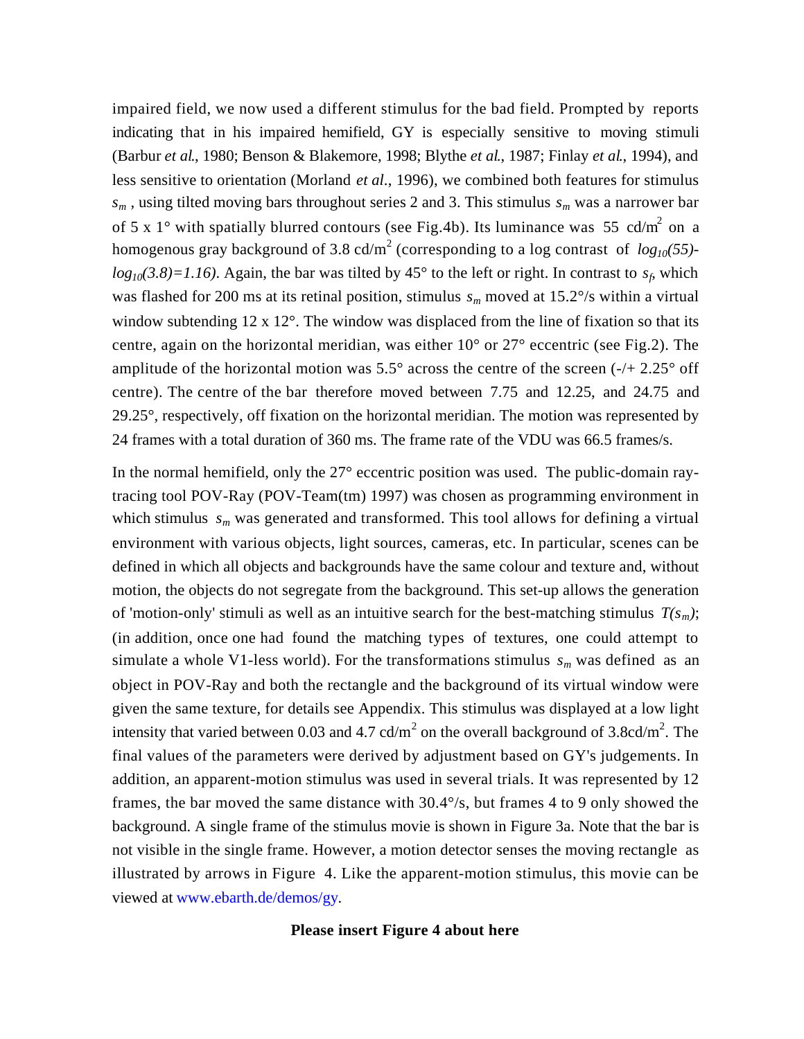impaired field, we now used a different stimulus for the bad field. Prompted by reports indicating that in his impaired hemifield, GY is especially sensitive to moving stimuli (Barbur *et al*., 1980; Benson & Blakemore, 1998; Blythe *et al*., 1987; Finlay *et al*., 1994), and less sensitive to orientation (Morland *et al*., 1996), we combined both features for stimulus $s_m$ , using tilted moving bars throughout series 2 and 3. This stimulus $s_m$ was a narrower bar of 5 x 1° with spatially blurred contours (see Fig.4b). Its luminance was 55 cd/m$^2$ on a homogenous gray background of 3.8 cd/m$^2$ (corresponding to a log contrast of $log_{10}(55)-log_{10}(3.8)=1.16$). Again, the bar was tilted by 45° to the left or right. In contrast to $s_f$, which was flashed for 200 ms at its retinal position, stimulus $s_m$ moved at 15.2°/s within a virtual window subtending 12 x 12°. The window was displaced from the line of fixation so that its centre, again on the horizontal meridian, was either 10° or 27° eccentric (see Fig.2). The amplitude of the horizontal motion was 5.5° across the centre of the screen (-/+ 2.25° off centre). The centre of the bar therefore moved between 7.75 and 12.25, and 24.75 and 29.25°, respectively, off fixation on the horizontal meridian. The motion was represented by 24 frames with a total duration of 360 ms. The frame rate of the VDU was 66.5 frames/s.

In the normal hemifield, only the 27° eccentric position was used. The public-domain ray-tracing tool POV-Ray (POV-Team(tm) 1997) was chosen as programming environment in which stimulus $s_m$ was generated and transformed. This tool allows for defining a virtual environment with various objects, light sources, cameras, etc. In particular, scenes can be defined in which all objects and backgrounds have the same colour and texture and, without motion, the objects do not segregate from the background. This set-up allows the generation of 'motion-only' stimuli as well as an intuitive search for the best-matching stimulus $T(s_m)$; (in addition, once one had found the matching types of textures, one could attempt to simulate a whole V1-less world). For the transformations stimulus $s_m$ was defined as an object in POV-Ray and both the rectangle and the background of its virtual window were given the same texture, for details see Appendix. This stimulus was displayed at a low light intensity that varied between 0.03 and 4.7 cd/m$^2$ on the overall background of 3.8cd/m$^2$. The final values of the parameters were derived by adjustment based on GY's judgements. In addition, an apparent-motion stimulus was used in several trials. It was represented by 12 frames, the bar moved the same distance with 30.4°/s, but frames 4 to 9 only showed the background. A single frame of the stimulus movie is shown in Figure 3a. Note that the bar is not visible in the single frame. However, a motion detector senses the moving rectangle as illustrated by arrows in Figure 4. Like the apparent-motion stimulus, this movie can be viewed at www.ebarth.de/demos/gy.

**Please insert Figure 4 about here**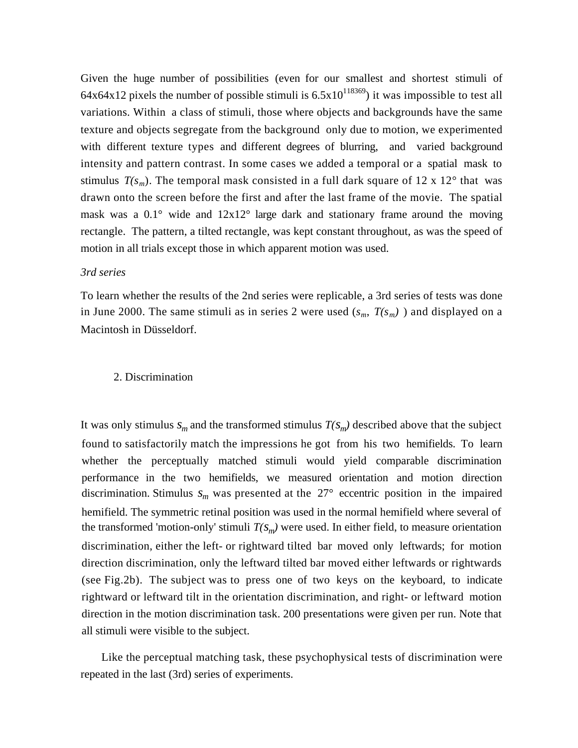Given the huge number of possibilities (even for our smallest and shortest stimuli of 64x64x12 pixels the number of possible stimuli is $6.5 \times 10^{118369}$) it was impossible to test all variations. Within a class of stimuli, those where objects and backgrounds have the same texture and objects segregate from the background only due to motion, we experimented with different texture types and different degrees of blurring, and varied background intensity and pattern contrast. In some cases we added a temporal or a spatial mask to stimulus $T(s_m)$. The temporal mask consisted in a full dark square of 12 x 12° that was drawn onto the screen before the first and after the last frame of the movie. The spatial mask was a 0.1° wide and 12x12° large dark and stationary frame around the moving rectangle. The pattern, a tilted rectangle, was kept constant throughout, as was the speed of motion in all trials except those in which apparent motion was used.

*3rd series*

To learn whether the results of the 2nd series were replicable, a 3rd series of tests was done in June 2000. The same stimuli as in series 2 were used ($s_m$, $T(s_m)$ ) and displayed on a Macintosh in Düsseldorf.

## 2. Discrimination

It was only stimulus $s_m$ and the transformed stimulus $T(s_m)$ described above that the subject found to satisfactorily match the impressions he got from his two hemifields. To learn whether the perceptually matched stimuli would yield comparable discrimination performance in the two hemifields, we measured orientation and motion direction discrimination. Stimulus $s_m$ was presented at the 27° eccentric position in the impaired hemifield. The symmetric retinal position was used in the normal hemifield where several of the transformed 'motion-only' stimuli $T(s_m)$ were used. In either field, to measure orientation discrimination, either the left- or rightward tilted bar moved only leftwards; for motion direction discrimination, only the leftward tilted bar moved either leftwards or rightwards (see Fig.2b). The subject was to press one of two keys on the keyboard, to indicate rightward or leftward tilt in the orientation discrimination, and right- or leftward motion direction in the motion discrimination task. 200 presentations were given per run. Note that all stimuli were visible to the subject.

Like the perceptual matching task, these psychophysical tests of discrimination were repeated in the last (3rd) series of experiments.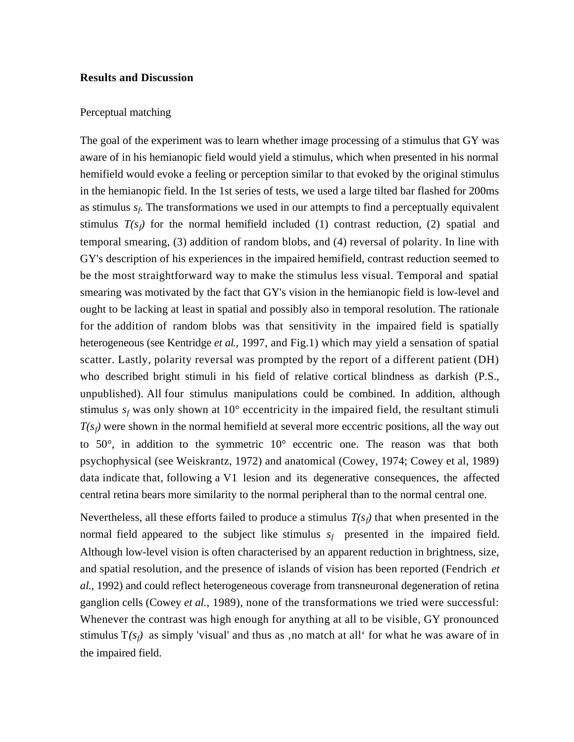## Results and Discussion

### Perceptual matching

The goal of the experiment was to learn whether image processing of a stimulus that GY was aware of in his hemianopic field would yield a stimulus, which when presented in his normal hemifield would evoke a feeling or perception similar to that evoked by the original stimulus in the hemianopic field. In the 1st series of tests, we used a large tilted bar flashed for 200ms as stimulus $s_f$. The transformations we used in our attempts to find a perceptually equivalent stimulus $T(s_f)$ for the normal hemifield included (1) contrast reduction, (2) spatial and temporal smearing, (3) addition of random blobs, and (4) reversal of polarity. In line with GY's description of his experiences in the impaired hemifield, contrast reduction seemed to be the most straightforward way to make the stimulus less visual. Temporal and spatial smearing was motivated by the fact that GY's vision in the hemianopic field is low-level and ought to be lacking at least in spatial and possibly also in temporal resolution. The rationale for the addition of random blobs was that sensitivity in the impaired field is spatially heterogeneous (see Kentridge *et al.*, 1997, and Fig.1) which may yield a sensation of spatial scatter. Lastly, polarity reversal was prompted by the report of a different patient (DH) who described bright stimuli in his field of relative cortical blindness as darkish (P.S., unpublished). All four stimulus manipulations could be combined. In addition, although stimulus $s_f$ was only shown at 10° eccentricity in the impaired field, the resultant stimuli $T(s_f)$ were shown in the normal hemifield at several more eccentric positions, all the way out to 50°, in addition to the symmetric 10° eccentric one. The reason was that both psychophysical (see Weiskrantz, 1972) and anatomical (Cowey, 1974; Cowey et al, 1989) data indicate that, following a V1 lesion and its degenerative consequences, the affected central retina bears more similarity to the normal peripheral than to the normal central one.

Nevertheless, all these efforts failed to produce a stimulus $T(s_f)$ that when presented in the normal field appeared to the subject like stimulus $s_f$ presented in the impaired field. Although low-level vision is often characterised by an apparent reduction in brightness, size, and spatial resolution, and the presence of islands of vision has been reported (Fendrich *et al.*, 1992) and could reflect heterogeneous coverage from transneuronal degeneration of retina ganglion cells (Cowey *et al.*, 1989), none of the transformations we tried were successful: Whenever the contrast was high enough for anything at all to be visible, GY pronounced stimulus $T(s_f)$ as simply 'visual' and thus as ‚no match at all' for what he was aware of in the impaired field.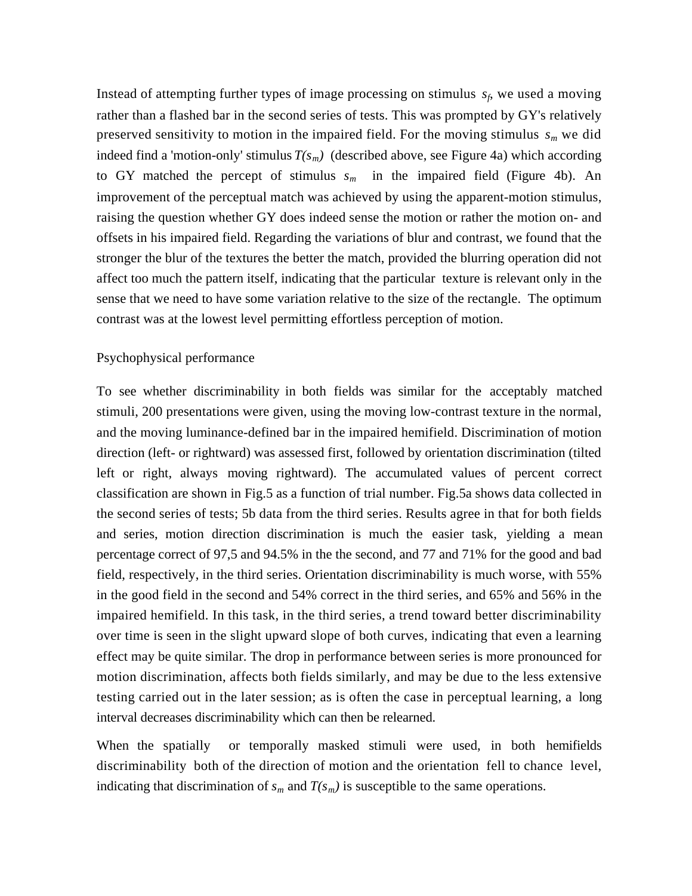Instead of attempting further types of image processing on stimulus $s_f$, we used a moving rather than a flashed bar in the second series of tests. This was prompted by GY's relatively preserved sensitivity to motion in the impaired field. For the moving stimulus $s_m$ we did indeed find a 'motion-only' stimulus $T(s_m)$ (described above, see Figure 4a) which according to GY matched the percept of stimulus $s_m$ in the impaired field (Figure 4b). An improvement of the perceptual match was achieved by using the apparent-motion stimulus, raising the question whether GY does indeed sense the motion or rather the motion on- and offsets in his impaired field. Regarding the variations of blur and contrast, we found that the stronger the blur of the textures the better the match, provided the blurring operation did not affect too much the pattern itself, indicating that the particular texture is relevant only in the sense that we need to have some variation relative to the size of the rectangle. The optimum contrast was at the lowest level permitting effortless perception of motion.

## Psychophysical performance

To see whether discriminability in both fields was similar for the acceptably matched stimuli, 200 presentations were given, using the moving low-contrast texture in the normal, and the moving luminance-defined bar in the impaired hemifield. Discrimination of motion direction (left- or rightward) was assessed first, followed by orientation discrimination (tilted left or right, always moving rightward). The accumulated values of percent correct classification are shown in Fig.5 as a function of trial number. Fig.5a shows data collected in the second series of tests; 5b data from the third series. Results agree in that for both fields and series, motion direction discrimination is much the easier task, yielding a mean percentage correct of 97,5 and 94.5% in the the second, and 77 and 71% for the good and bad field, respectively, in the third series. Orientation discriminability is much worse, with 55% in the good field in the second and 54% correct in the third series, and 65% and 56% in the impaired hemifield. In this task, in the third series, a trend toward better discriminability over time is seen in the slight upward slope of both curves, indicating that even a learning effect may be quite similar. The drop in performance between series is more pronounced for motion discrimination, affects both fields similarly, and may be due to the less extensive testing carried out in the later session; as is often the case in perceptual learning, a long interval decreases discriminability which can then be relearned.

When the spatially or temporally masked stimuli were used, in both hemifields discriminability both of the direction of motion and the orientation fell to chance level, indicating that discrimination of $s_m$ and $T(s_m)$ is susceptible to the same operations.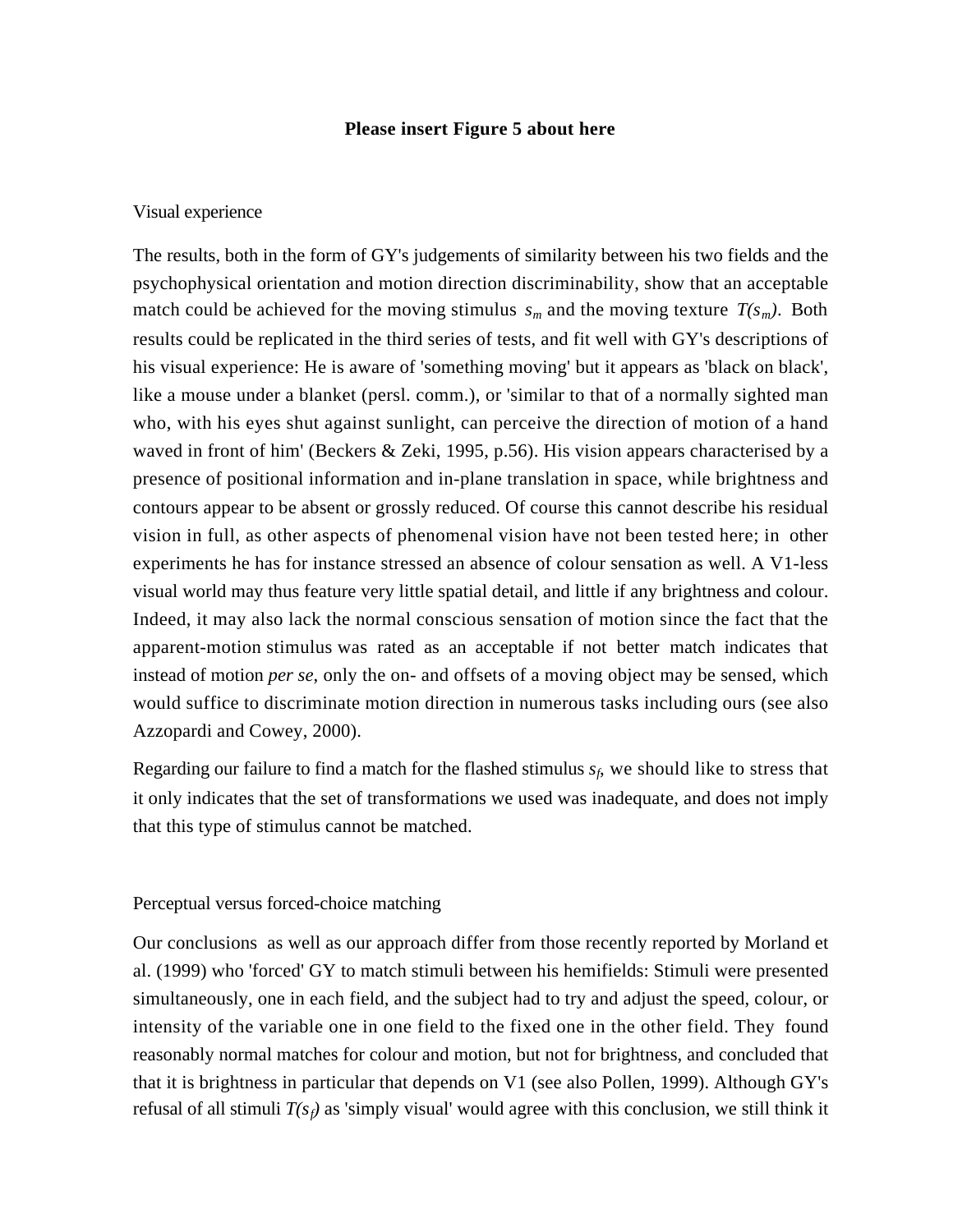**Please insert Figure 5 about here**

Visual experience

The results, both in the form of GY's judgements of similarity between his two fields and the psychophysical orientation and motion direction discriminability, show that an acceptable match could be achieved for the moving stimulus $s_m$ and the moving texture $T(s_m)$. Both results could be replicated in the third series of tests, and fit well with GY's descriptions of his visual experience: He is aware of 'something moving' but it appears as 'black on black', like a mouse under a blanket (persl. comm.), or 'similar to that of a normally sighted man who, with his eyes shut against sunlight, can perceive the direction of motion of a hand waved in front of him' (Beckers & Zeki, 1995, p.56). His vision appears characterised by a presence of positional information and in-plane translation in space, while brightness and contours appear to be absent or grossly reduced. Of course this cannot describe his residual vision in full, as other aspects of phenomenal vision have not been tested here; in other experiments he has for instance stressed an absence of colour sensation as well. A V1-less visual world may thus feature very little spatial detail, and little if any brightness and colour. Indeed, it may also lack the normal conscious sensation of motion since the fact that the apparent-motion stimulus was rated as an acceptable if not better match indicates that instead of motion *per se*, only the on- and offsets of a moving object may be sensed, which would suffice to discriminate motion direction in numerous tasks including ours (see also Azzopardi and Cowey, 2000).

Regarding our failure to find a match for the flashed stimulus $s_f$, we should like to stress that it only indicates that the set of transformations we used was inadequate, and does not imply that this type of stimulus cannot be matched.

Perceptual versus forced-choice matching

Our conclusions as well as our approach differ from those recently reported by Morland et al. (1999) who 'forced' GY to match stimuli between his hemifields: Stimuli were presented simultaneously, one in each field, and the subject had to try and adjust the speed, colour, or intensity of the variable one in one field to the fixed one in the other field. They found reasonably normal matches for colour and motion, but not for brightness, and concluded that that it is brightness in particular that depends on V1 (see also Pollen, 1999). Although GY's refusal of all stimuli $T(s_f)$ as 'simply visual' would agree with this conclusion, we still think it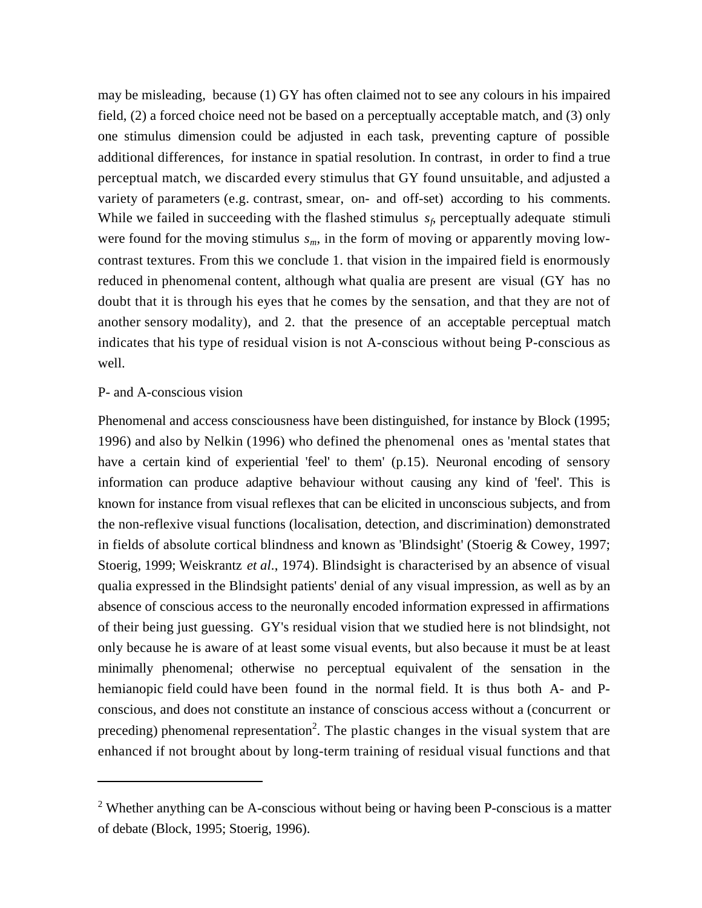may be misleading, because (1) GY has often claimed not to see any colours in his impaired field, (2) a forced choice need not be based on a perceptually acceptable match, and (3) only one stimulus dimension could be adjusted in each task, preventing capture of possible additional differences, for instance in spatial resolution. In contrast, in order to find a true perceptual match, we discarded every stimulus that GY found unsuitable, and adjusted a variety of parameters (e.g. contrast, smear, on- and off-set) according to his comments. While we failed in succeeding with the flashed stimulus $s_f$, perceptually adequate stimuli were found for the moving stimulus $s_m$, in the form of moving or apparently moving low-contrast textures. From this we conclude 1. that vision in the impaired field is enormously reduced in phenomenal content, although what qualia are present are visual (GY has no doubt that it is through his eyes that he comes by the sensation, and that they are not of another sensory modality), and 2. that the presence of an acceptable perceptual match indicates that his type of residual vision is not A-conscious without being P-conscious as well.

## P- and A-conscious vision

Phenomenal and access consciousness have been distinguished, for instance by Block (1995; 1996) and also by Nelkin (1996) who defined the phenomenal ones as 'mental states that have a certain kind of experiential 'feel' to them' (p.15). Neuronal encoding of sensory information can produce adaptive behaviour without causing any kind of 'feel'. This is known for instance from visual reflexes that can be elicited in unconscious subjects, and from the non-reflexive visual functions (localisation, detection, and discrimination) demonstrated in fields of absolute cortical blindness and known as 'Blindsight' (Stoerig & Cowey, 1997; Stoerig, 1999; Weiskrantz *et al.*, 1974). Blindsight is characterised by an absence of visual qualia expressed in the Blindsight patients' denial of any visual impression, as well as by an absence of conscious access to the neuronally encoded information expressed in affirmations of their being just guessing. GY's residual vision that we studied here is not blindsight, not only because he is aware of at least some visual events, but also because it must be at least minimally phenomenal; otherwise no perceptual equivalent of the sensation in the hemianopic field could have been found in the normal field. It is thus both A- and P-conscious, and does not constitute an instance of conscious access without a (concurrent or preceding) phenomenal representation[2]. The plastic changes in the visual system that are enhanced if not brought about by long-term training of residual visual functions and that

---

[2] Whether anything can be A-conscious without being or having been P-conscious is a matter of debate (Block, 1995; Stoerig, 1996).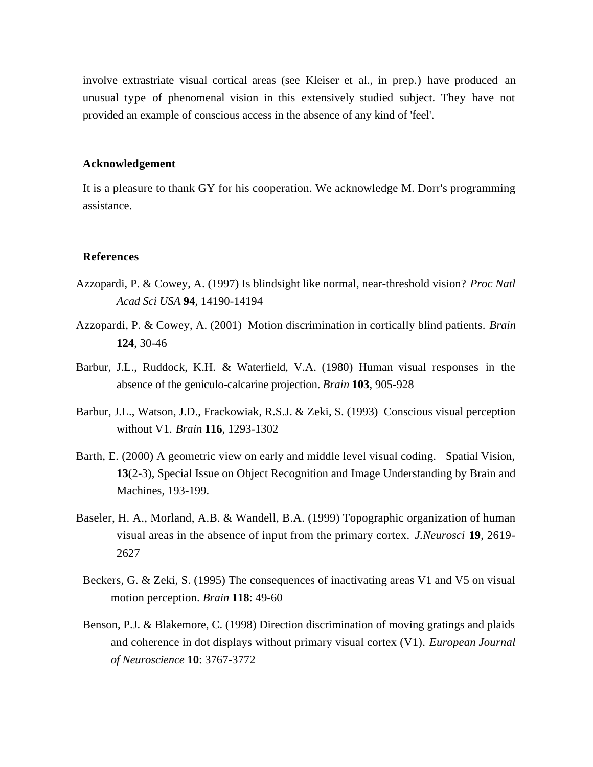involve extrastriate visual cortical areas (see Kleiser et al., in prep.) have produced an unusual type of phenomenal vision in this extensively studied subject. They have not provided an example of conscious access in the absence of any kind of 'feel'.

## Acknowledgement

It is a pleasure to thank GY for his cooperation. We acknowledge M. Dorr's programming assistance.

## References

Azzopardi, P. & Cowey, A. (1997) Is blindsight like normal, near-threshold vision? *Proc Natl Acad Sci USA* **94**, 14190-14194

Azzopardi, P. & Cowey, A. (2001) Motion discrimination in cortically blind patients. *Brain* **124**, 30-46

Barbur, J.L., Ruddock, K.H. & Waterfield, V.A. (1980) Human visual responses in the absence of the geniculo-calcarine projection. *Brain* **103**, 905-928

Barbur, J.L., Watson, J.D., Frackowiak, R.S.J. & Zeki, S. (1993) Conscious visual perception without V1. *Brain* **116**, 1293-1302

Barth, E. (2000) A geometric view on early and middle level visual coding. Spatial Vision, **13**(2-3), Special Issue on Object Recognition and Image Understanding by Brain and Machines, 193-199.

Baseler, H. A., Morland, A.B. & Wandell, B.A. (1999) Topographic organization of human visual areas in the absence of input from the primary cortex. *J.Neurosci* **19**, 2619-2627

Beckers, G. & Zeki, S. (1995) The consequences of inactivating areas V1 and V5 on visual motion perception. *Brain* **118**: 49-60

Benson, P.J. & Blakemore, C. (1998) Direction discrimination of moving gratings and plaids and coherence in dot displays without primary visual cortex (V1). *European Journal of Neuroscience* **10**: 3767-3772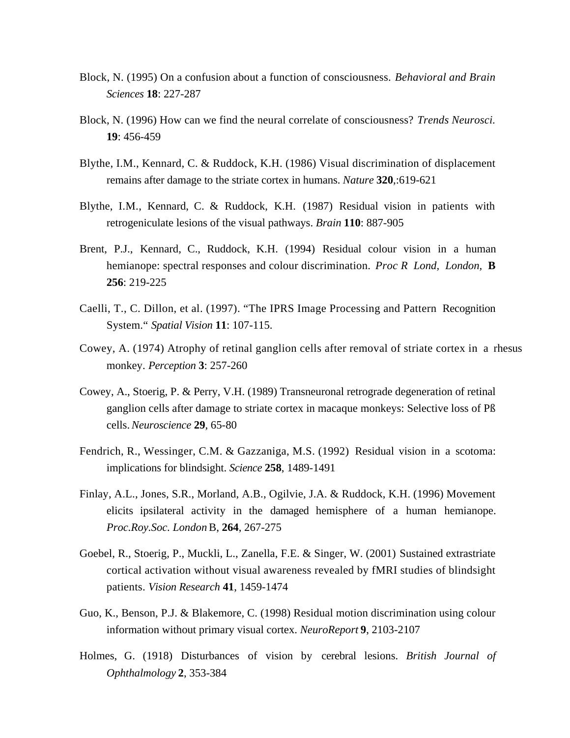Block, N. (1995) On a confusion about a function of consciousness. *Behavioral and Brain Sciences* **18**: 227-287

Block, N. (1996) How can we find the neural correlate of consciousness? *Trends Neurosci.* **19**: 456-459

Blythe, I.M., Kennard, C. & Ruddock, K.H. (1986) Visual discrimination of displacement remains after damage to the striate cortex in humans. *Nature* **320**,:619-621

Blythe, I.M., Kennard, C. & Ruddock, K.H. (1987) Residual vision in patients with retrogeniculate lesions of the visual pathways. *Brain* **110**: 887-905

Brent, P.J., Kennard, C., Ruddock, K.H. (1994) Residual colour vision in a human hemianope: spectral responses and colour discrimination. *Proc R Lond, London*, **B 256**: 219-225

Caelli, T., C. Dillon, et al. (1997). "The IPRS Image Processing and Pattern Recognition System." *Spatial Vision* **11**: 107-115.

Cowey, A. (1974) Atrophy of retinal ganglion cells after removal of striate cortex in a rhesus monkey. *Perception* **3**: 257-260

Cowey, A., Stoerig, P. & Perry, V.H. (1989) Transneuronal retrograde degeneration of retinal ganglion cells after damage to striate cortex in macaque monkeys: Selective loss of Pß cells. *Neuroscience* **29**, 65-80

Fendrich, R., Wessinger, C.M. & Gazzaniga, M.S. (1992) Residual vision in a scotoma: implications for blindsight. *Science* **258**, 1489-1491

Finlay, A.L., Jones, S.R., Morland, A.B., Ogilvie, J.A. & Ruddock, K.H. (1996) Movement elicits ipsilateral activity in the damaged hemisphere of a human hemianope. *Proc.Roy.Soc. London* B, **264**, 267-275

Goebel, R., Stoerig, P., Muckli, L., Zanella, F.E. & Singer, W. (2001) Sustained extrastriate cortical activation without visual awareness revealed by fMRI studies of blindsight patients. *Vision Research* **41**, 1459-1474

Guo, K., Benson, P.J. & Blakemore, C. (1998) Residual motion discrimination using colour information without primary visual cortex. *NeuroReport* **9**, 2103-2107

Holmes, G. (1918) Disturbances of vision by cerebral lesions. *British Journal of Ophthalmology* **2**, 353-384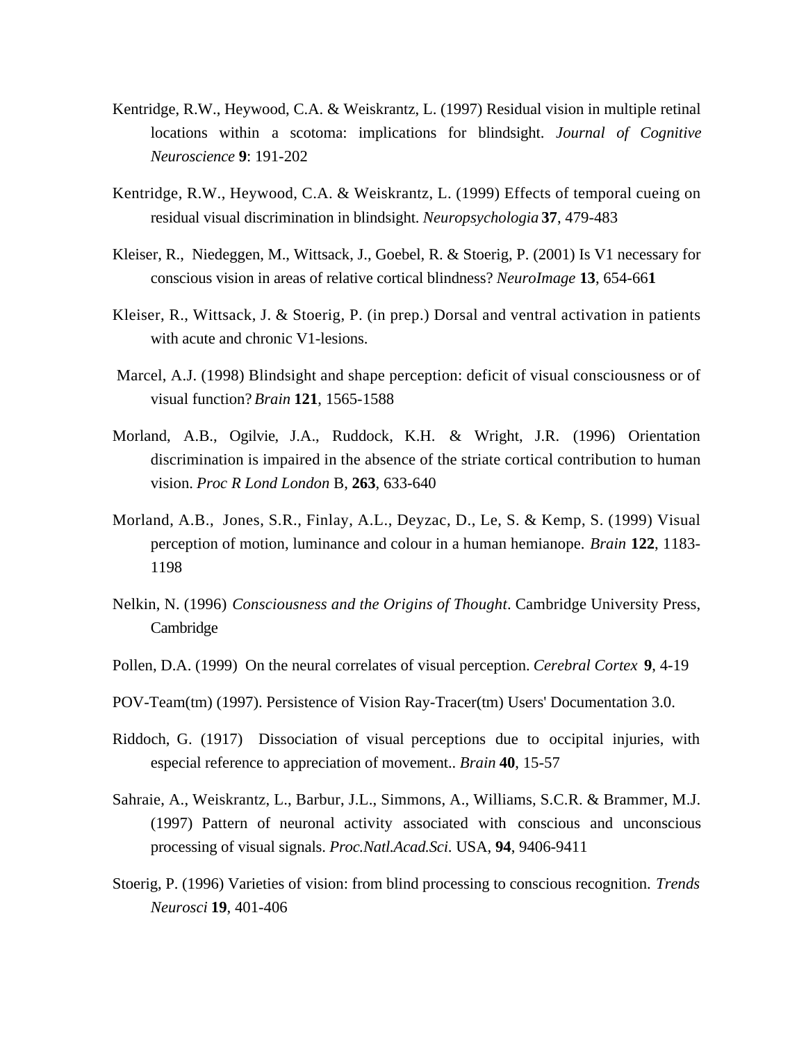Kentridge, R.W., Heywood, C.A. & Weiskrantz, L. (1997) Residual vision in multiple retinal locations within a scotoma: implications for blindsight. *Journal of Cognitive Neuroscience* **9**: 191-202

Kentridge, R.W., Heywood, C.A. & Weiskrantz, L. (1999) Effects of temporal cueing on residual visual discrimination in blindsight. *Neuropsychologia* **37**, 479-483

Kleiser, R., Niedeggen, M., Wittsack, J., Goebel, R. & Stoerig, P. (2001) Is V1 necessary for conscious vision in areas of relative cortical blindness? *NeuroImage* **13**, 654-66**1**

Kleiser, R., Wittsack, J. & Stoerig, P. (in prep.) Dorsal and ventral activation in patients with acute and chronic V1-lesions.

Marcel, A.J. (1998) Blindsight and shape perception: deficit of visual consciousness or of visual function? *Brain* **121**, 1565-1588

Morland, A.B., Ogilvie, J.A., Ruddock, K.H. & Wright, J.R. (1996) Orientation discrimination is impaired in the absence of the striate cortical contribution to human vision. *Proc R Lond London* B, **263**, 633-640

Morland, A.B., Jones, S.R., Finlay, A.L., Deyzac, D., Le, S. & Kemp, S. (1999) Visual perception of motion, luminance and colour in a human hemianope. *Brain* **122**, 1183-1198

Nelkin, N. (1996) *Consciousness and the Origins of Thought*. Cambridge University Press, Cambridge

Pollen, D.A. (1999) On the neural correlates of visual perception. *Cerebral Cortex* **9**, 4-19

POV-Team(tm) (1997). Persistence of Vision Ray-Tracer(tm) Users' Documentation 3.0.

Riddoch, G. (1917) Dissociation of visual perceptions due to occipital injuries, with especial reference to appreciation of movement.. *Brain* **40**, 15-57

Sahraie, A., Weiskrantz, L., Barbur, J.L., Simmons, A., Williams, S.C.R. & Brammer, M.J. (1997) Pattern of neuronal activity associated with conscious and unconscious processing of visual signals. *Proc.Natl.Acad.Sci.* USA, **94**, 9406-9411

Stoerig, P. (1996) Varieties of vision: from blind processing to conscious recognition. *Trends Neurosci* **19**, 401-406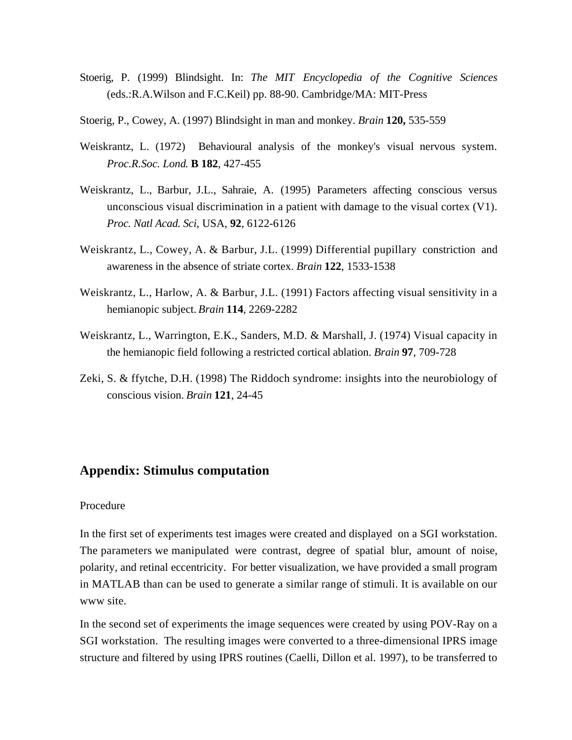Stoerig, P. (1999) Blindsight. In: *The MIT Encyclopedia of the Cognitive Sciences* (eds.:R.A.Wilson and F.C.Keil) pp. 88-90. Cambridge/MA: MIT-Press

Stoerig, P., Cowey, A. (1997) Blindsight in man and monkey. *Brain* **120,** 535-559

Weiskrantz, L. (1972) Behavioural analysis of the monkey's visual nervous system. *Proc.R.Soc. Lond.* **B 182**, 427-455

Weiskrantz, L., Barbur, J.L., Sahraie, A. (1995) Parameters affecting conscious versus unconscious visual discrimination in a patient with damage to the visual cortex (V1). *Proc. Natl Acad. Sci*, USA, **92**, 6122-6126

Weiskrantz, L., Cowey, A. & Barbur, J.L. (1999) Differential pupillary constriction and awareness in the absence of striate cortex. *Brain* **122**, 1533-1538

Weiskrantz, L., Harlow, A. & Barbur, J.L. (1991) Factors affecting visual sensitivity in a hemianopic subject. *Brain* **114**, 2269-2282

Weiskrantz, L., Warrington, E.K., Sanders, M.D. & Marshall, J. (1974) Visual capacity in the hemianopic field following a restricted cortical ablation. *Brain* **97**, 709-728

Zeki, S. & ffytche, D.H. (1998) The Riddoch syndrome: insights into the neurobiology of conscious vision. *Brain* **121**, 24-45

## Appendix: Stimulus computation

Procedure

In the first set of experiments test images were created and displayed on a SGI workstation. The parameters we manipulated were contrast, degree of spatial blur, amount of noise, polarity, and retinal eccentricity. For better visualization, we have provided a small program in MATLAB than can be used to generate a similar range of stimuli. It is available on our www site.

In the second set of experiments the image sequences were created by using POV-Ray on a SGI workstation. The resulting images were converted to a three-dimensional IPRS image structure and filtered by using IPRS routines (Caelli, Dillon et al. 1997), to be transferred to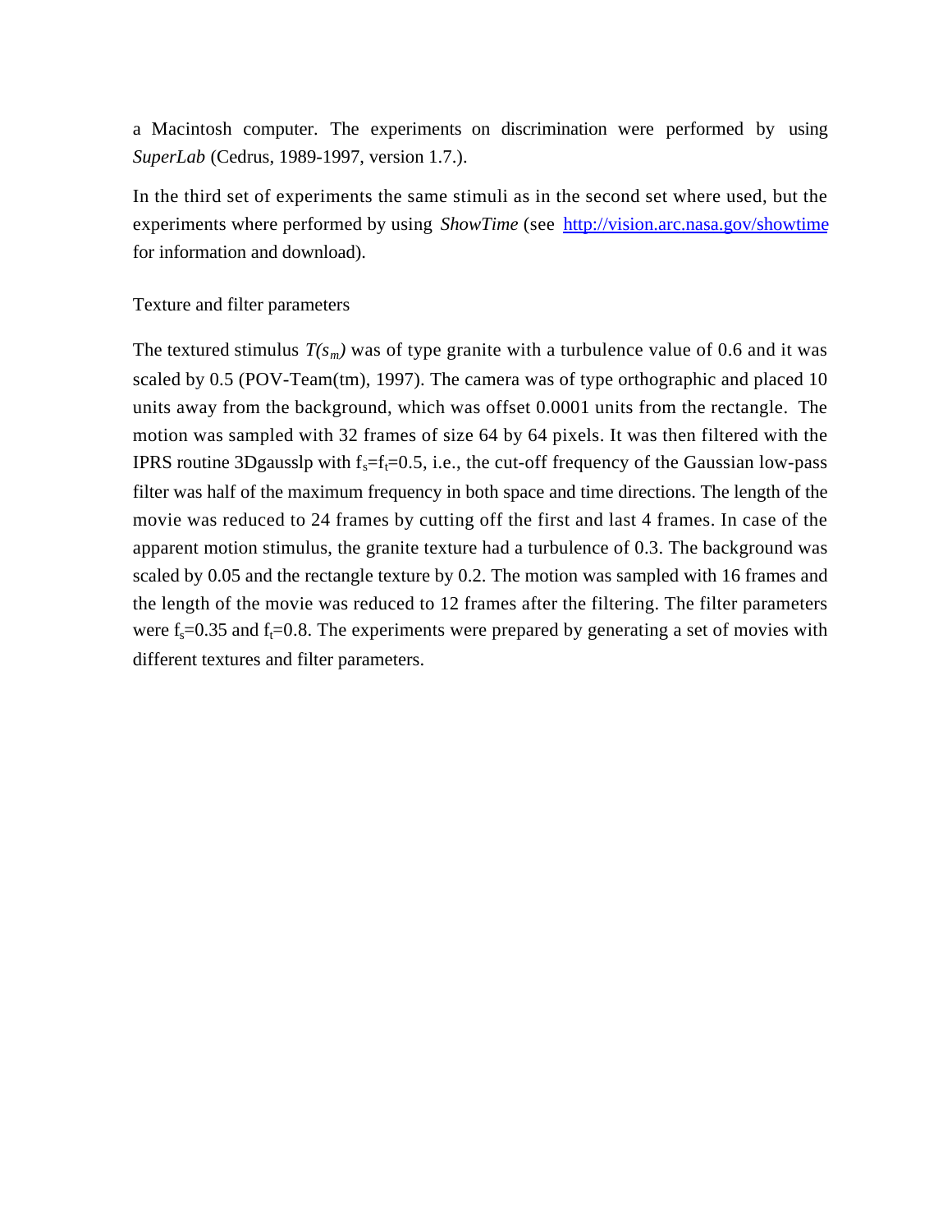a Macintosh computer. The experiments on discrimination were performed by using *SuperLab* (Cedrus, 1989-1997, version 1.7.).

In the third set of experiments the same stimuli as in the second set where used, but the experiments where performed by using *ShowTime* (see http://vision.arc.nasa.gov/showtime for information and download).

### Texture and filter parameters

The textured stimulus $T(s_m)$ was of type granite with a turbulence value of 0.6 and it was scaled by 0.5 (POV-Team(tm), 1997). The camera was of type orthographic and placed 10 units away from the background, which was offset 0.0001 units from the rectangle. The motion was sampled with 32 frames of size 64 by 64 pixels. It was then filtered with the IPRS routine 3Dgausslp with $f_s$=$f_t$=0.5, i.e., the cut-off frequency of the Gaussian low-pass filter was half of the maximum frequency in both space and time directions. The length of the movie was reduced to 24 frames by cutting off the first and last 4 frames. In case of the apparent motion stimulus, the granite texture had a turbulence of 0.3. The background was scaled by 0.05 and the rectangle texture by 0.2. The motion was sampled with 16 frames and the length of the movie was reduced to 12 frames after the filtering. The filter parameters were $f_s$=0.35 and $f_t$=0.8. The experiments were prepared by generating a set of movies with different textures and filter parameters.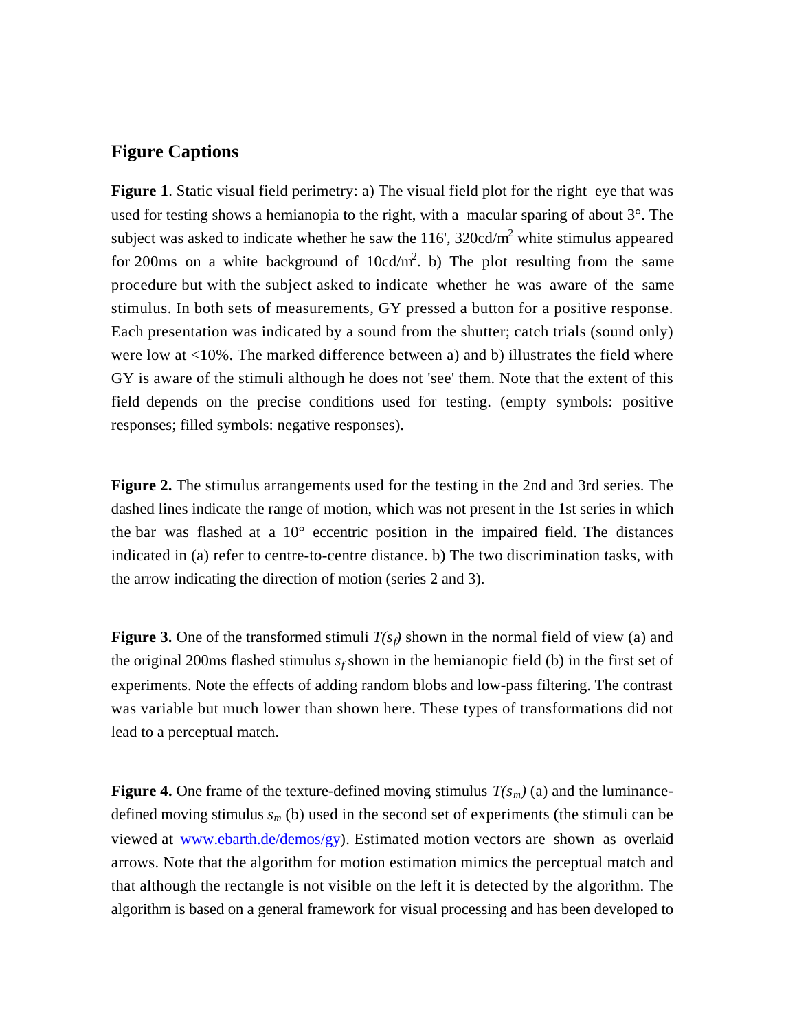## Figure Captions

**Figure 1**. Static visual field perimetry: a) The visual field plot for the right eye that was used for testing shows a hemianopia to the right, with a macular sparing of about 3°. The subject was asked to indicate whether he saw the 116', 320cd/$m^2$ white stimulus appeared for 200ms on a white background of 10cd/$m^2$. b) The plot resulting from the same procedure but with the subject asked to indicate whether he was aware of the same stimulus. In both sets of measurements, GY pressed a button for a positive response. Each presentation was indicated by a sound from the shutter; catch trials (sound only) were low at <10%. The marked difference between a) and b) illustrates the field where GY is aware of the stimuli although he does not 'see' them. Note that the extent of this field depends on the precise conditions used for testing. (empty symbols: positive responses; filled symbols: negative responses).

**Figure 2.** The stimulus arrangements used for the testing in the 2nd and 3rd series. The dashed lines indicate the range of motion, which was not present in the 1st series in which the bar was flashed at a 10° eccentric position in the impaired field. The distances indicated in (a) refer to centre-to-centre distance. b) The two discrimination tasks, with the arrow indicating the direction of motion (series 2 and 3).

**Figure 3.** One of the transformed stimuli $T(s_f)$ shown in the normal field of view (a) and the original 200ms flashed stimulus $s_f$ shown in the hemianopic field (b) in the first set of experiments. Note the effects of adding random blobs and low-pass filtering. The contrast was variable but much lower than shown here. These types of transformations did not lead to a perceptual match.

**Figure 4.** One frame of the texture-defined moving stimulus $T(s_m)$ (a) and the luminance-defined moving stimulus $s_m$ (b) used in the second set of experiments (the stimuli can be viewed at www.ebarth.de/demos/gy). Estimated motion vectors are shown as overlaid arrows. Note that the algorithm for motion estimation mimics the perceptual match and that although the rectangle is not visible on the left it is detected by the algorithm. The algorithm is based on a general framework for visual processing and has been developed to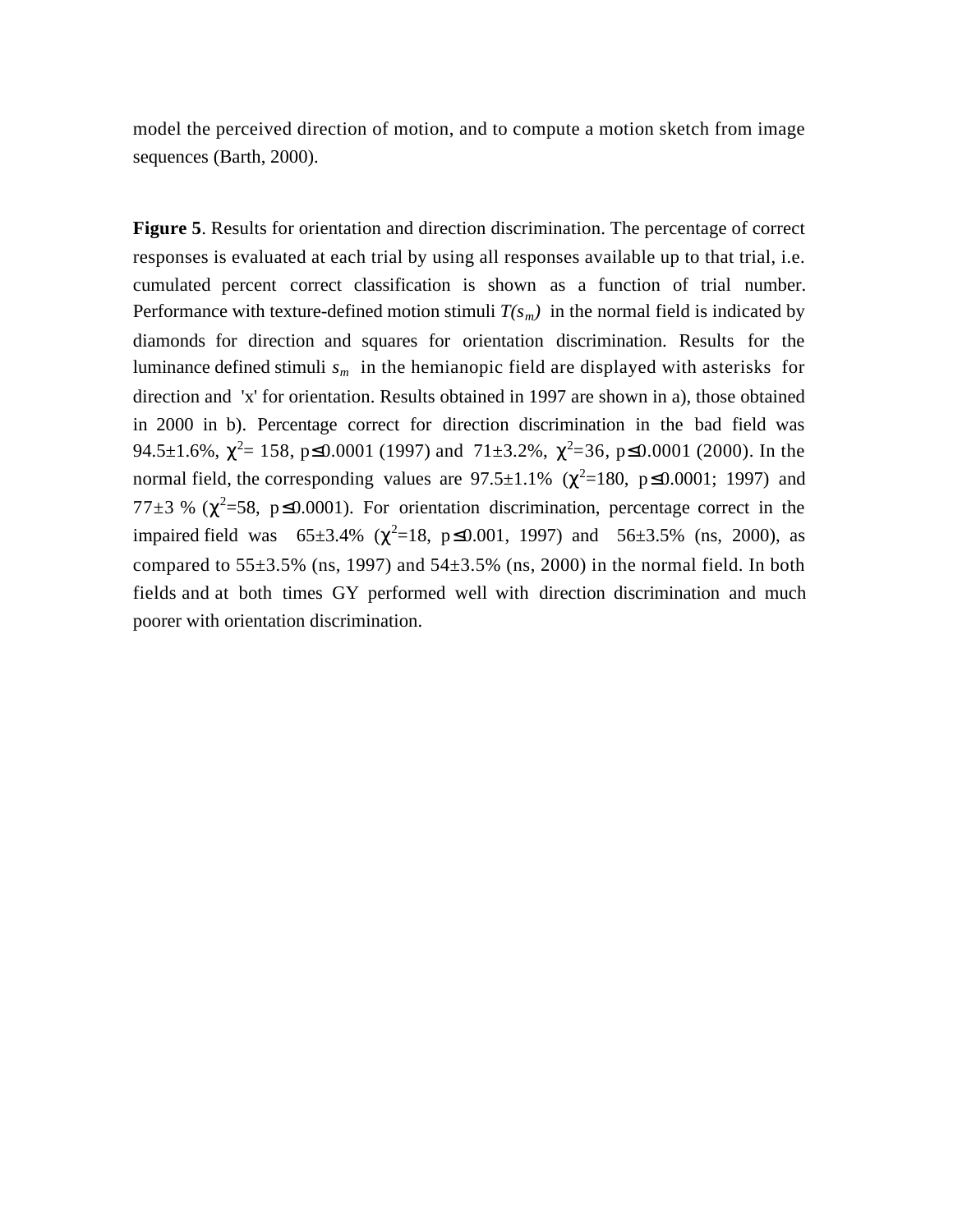model the perceived direction of motion, and to compute a motion sketch from image sequences (Barth, 2000).

**Figure 5**. Results for orientation and direction discrimination. The percentage of correct responses is evaluated at each trial by using all responses available up to that trial, i.e. cumulated percent correct classification is shown as a function of trial number. Performance with texture-defined motion stimuli $T(s_m)$ in the normal field is indicated by diamonds for direction and squares for orientation discrimination. Results for the luminance defined stimuli $s_m$ in the hemianopic field are displayed with asterisks for direction and 'x' for orientation. Results obtained in 1997 are shown in a), those obtained in 2000 in b). Percentage correct for direction discrimination in the bad field was 94.5±1.6%, $\chi^2$= 158, $p \leq 0.0001$ (1997) and 71±3.2%, $\chi^2$=36, $p \leq 0.0001$ (2000). In the normal field, the corresponding values are 97.5±1.1% ($\chi^2$=180, $p \leq 0.0001$; 1997) and 77±3 % ($\chi^2$=58, $p \leq 0.0001$). For orientation discrimination, percentage correct in the impaired field was 65±3.4% ($\chi^2$=18, $p \leq 0.001$, 1997) and 56±3.5% (ns, 2000), as compared to 55±3.5% (ns, 1997) and 54±3.5% (ns, 2000) in the normal field. In both fields and at both times GY performed well with direction discrimination and much poorer with orientation discrimination.